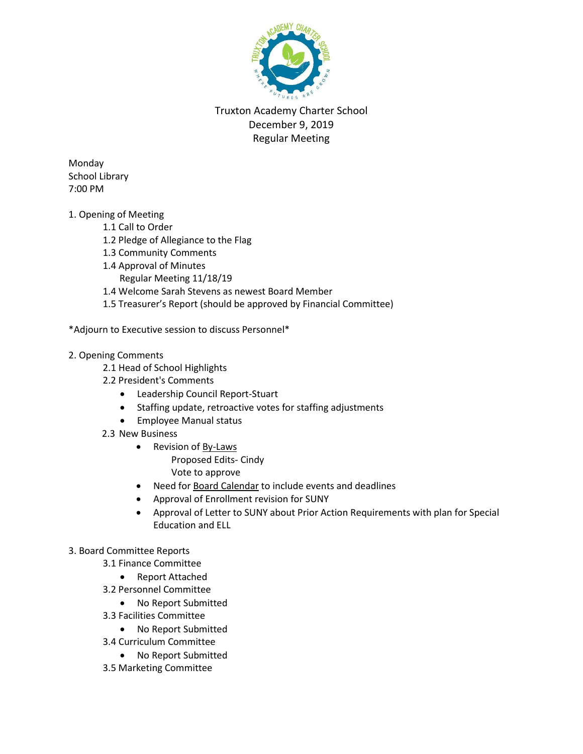Truxton Academy Charter School
December 9, 2019
Regular Meeting

Monday
School Library
7:00 PM

1. Opening of Meeting
    - 1.1 Call to Order
    - 1.2 Pledge of Allegiance to the Flag
    - 1.3 Community Comments
    - 1.4 Approval of Minutes
        - Regular Meeting 11/18/19
    - 1.4 Welcome Sarah Stevens as newest Board Member
    - 1.5 Treasurer's Report (should be approved by Financial Committee)

*Adjourn to Executive session to discuss Personnel*

2. Opening Comments
    - 2.1 Head of School Highlights
    - 2.2 President's Comments
        - Leadership Council Report-Stuart
        - Staffing update, retroactive votes for staffing adjustments
        - Employee Manual status
    - 2.3 New Business
        - Revision of By-Laws
            - Proposed Edits- Cindy
            - Vote to approve
        - Need for Board Calendar to include events and deadlines
        - Approval of Enrollment revision for SUNY
        - Approval of Letter to SUNY about Prior Action Requirements with plan for Special Education and ELL

3. Board Committee Reports
    - 3.1 Finance Committee
        - Report Attached
    - 3.2 Personnel Committee
        - No Report Submitted
    - 3.3 Facilities Committee
        - No Report Submitted
    - 3.4 Curriculum Committee
        - No Report Submitted
    - 3.5 Marketing Committee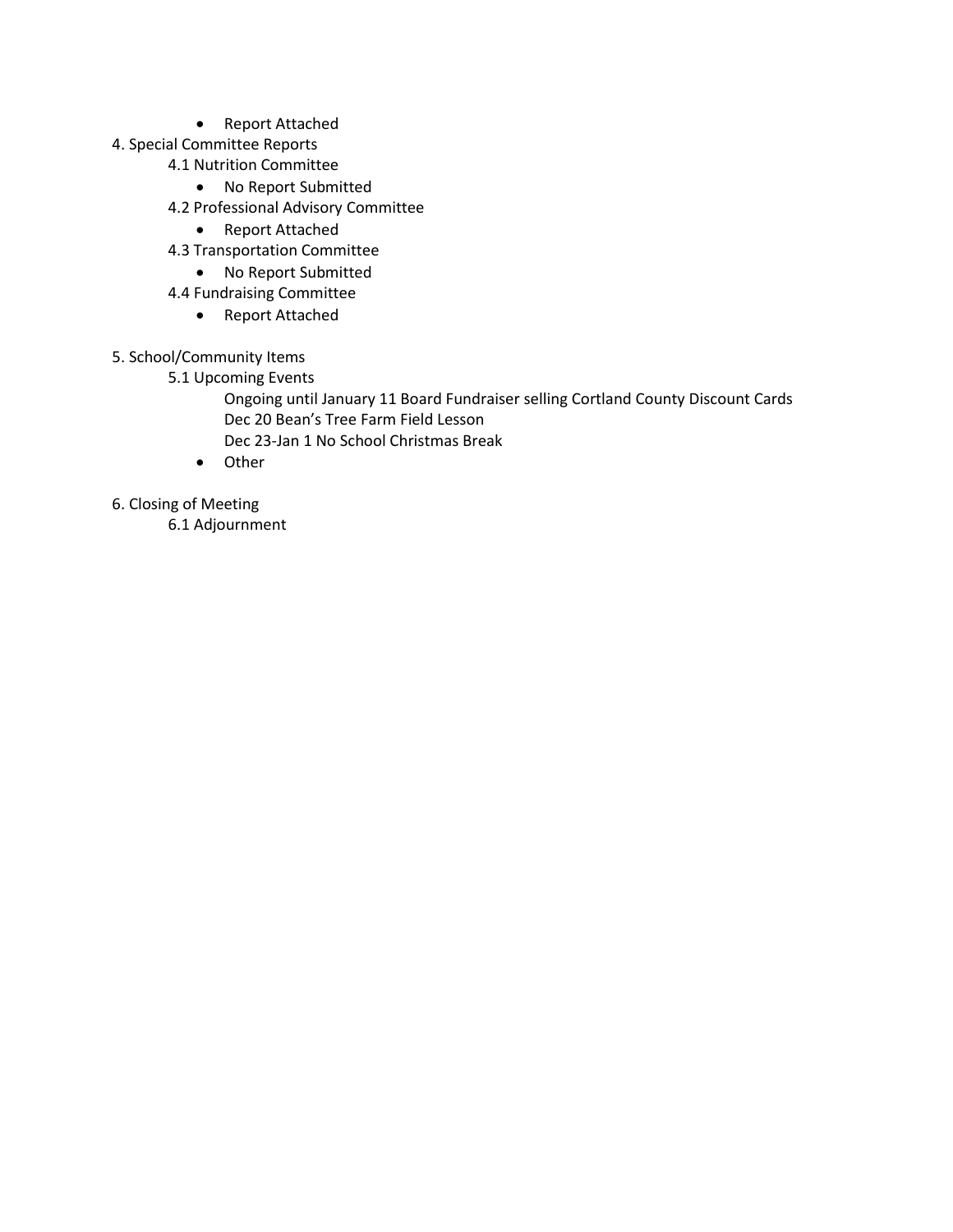- Report Attached

4. Special Committee Reports
    4.1 Nutrition Committee
    - No Report Submitted

    4.2 Professional Advisory Committee
    - Report Attached

    4.3 Transportation Committee
    - No Report Submitted

    4.4 Fundraising Committee
    - Report Attached

5. School/Community Items
    5.1 Upcoming Events

    Ongoing until January 11 Board Fundraiser selling Cortland County Discount Cards
    Dec 20 Bean's Tree Farm Field Lesson
    Dec 23-Jan 1 No School Christmas Break

    - Other

6. Closing of Meeting
    6.1 Adjournment